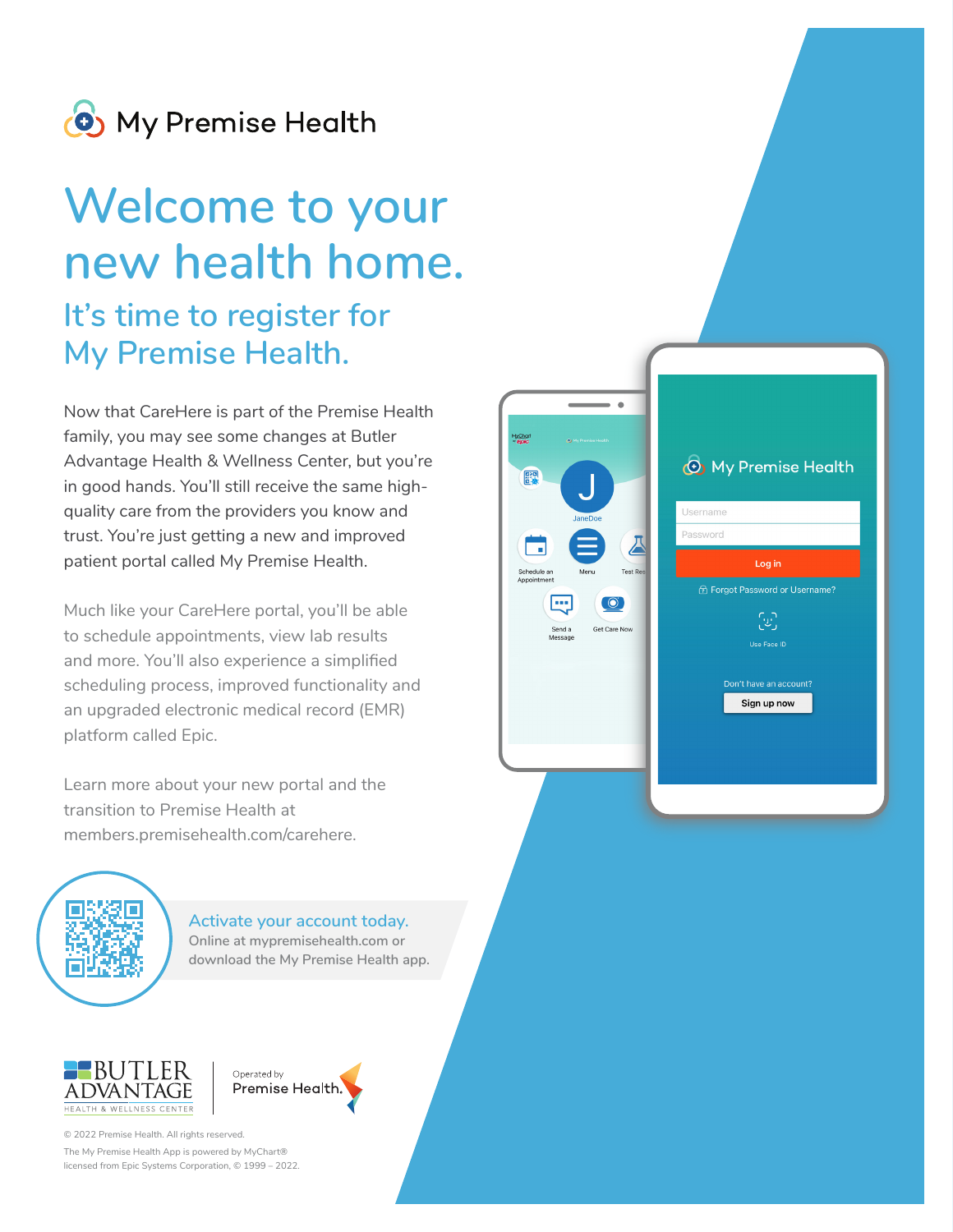My Premise Health

# Welcome to your new health home.

## It's time to register for My Premise Health.

Now that CareHere is part of the Premise Health family, you may see some changes at Butler Advantage Health & Wellness Center, but you're in good hands. You'll still receive the same high-quality care from the providers you know and trust. You're just getting a new and improved patient portal called My Premise Health.

Much like your CareHere portal, you'll be able to schedule appointments, view lab results and more. You'll also experience a simplified scheduling process, improved functionality and an upgraded electronic medical record (EMR) platform called Epic.

Learn more about your new portal and the transition to Premise Health at members.premisehealth.com/carehere.

### Activate your account today.

Online at mypremisehealth.com or download the My Premise Health app.

BUTLER ADVANTAGE HEALTH & WELLNESS CENTER

Operated by Premise Health.

© 2022 Premise Health. All rights reserved.

The My Premise Health App is powered by MyChart® licensed from Epic Systems Corporation, © 1999 – 2022.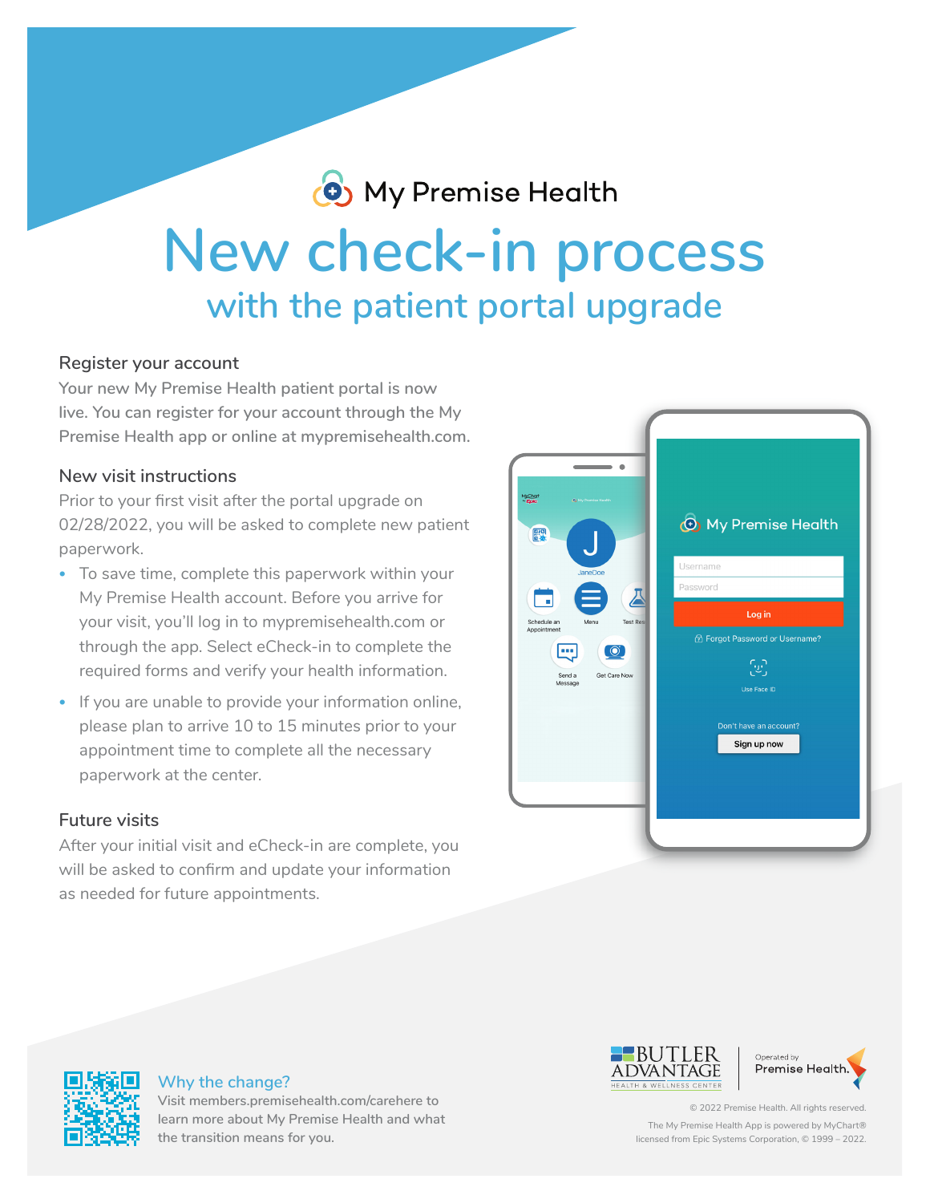My Premise Health

# New check-in process

## with the patient portal upgrade

### Register your account

Your new My Premise Health patient portal is now live. You can register for your account through the My Premise Health app or online at mypremisehealth.com.

### New visit instructions

Prior to your first visit after the portal upgrade on 02/28/2022, you will be asked to complete new patient paperwork.

- To save time, complete this paperwork within your My Premise Health account. Before you arrive for your visit, you'll log in to mypremisehealth.com or through the app. Select eCheck-in to complete the required forms and verify your health information.
- If you are unable to provide your information online, please plan to arrive 10 to 15 minutes prior to your appointment time to complete all the necessary paperwork at the center.

### Future visits

After your initial visit and eCheck-in are complete, you will be asked to confirm and update your information as needed for future appointments.

### Why the change?

Visit members.premisehealth.com/carehere to learn more about My Premise Health and what the transition means for you.

BUTLER ADVANTAGE HEALTH & WELLNESS CENTER

Operated by Premise Health.

© 2022 Premise Health. All rights reserved.

The My Premise Health App is powered by MyChart® licensed from Epic Systems Corporation, © 1999 – 2022.